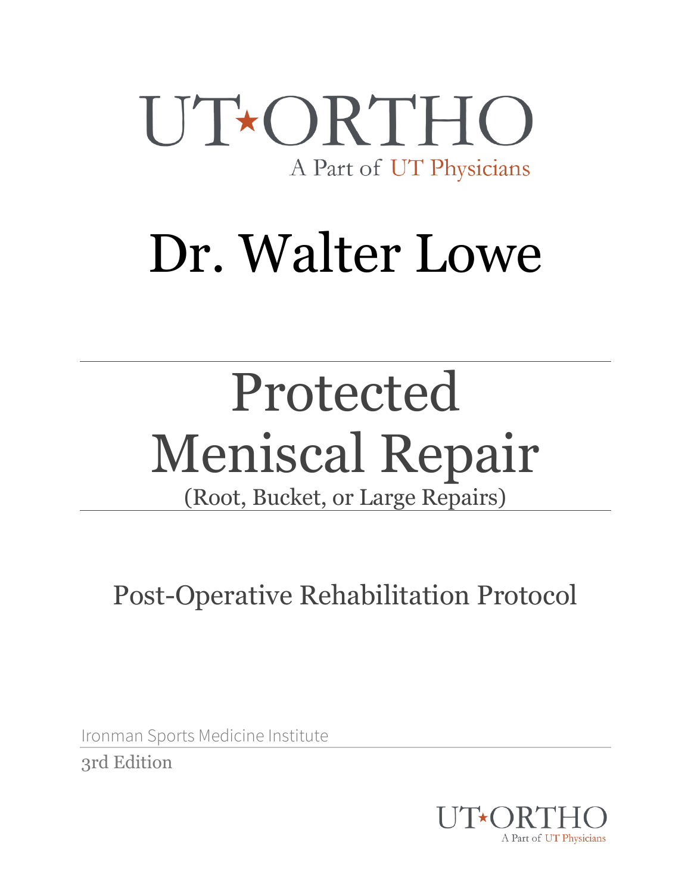UT★ORTHO

A Part of UT Physicians

# Dr. Walter Lowe

---

# Protected Meniscal Repair

(Root, Bucket, or Large Repairs)

---

## Post-Operative Rehabilitation Protocol

Ironman Sports Medicine Institute

3rd Edition

UT★ORTHO

A Part of UT Physicians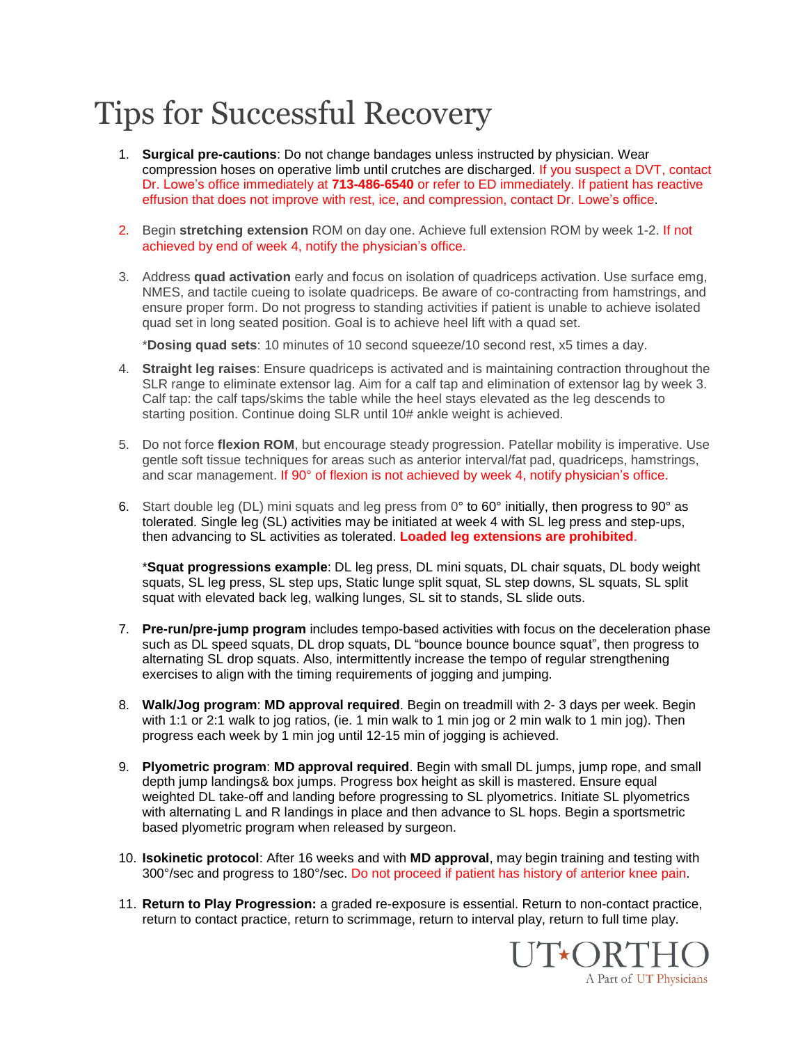# Tips for Successful Recovery

1. **Surgical pre-cautions**: Do not change bandages unless instructed by physician. Wear compression hoses on operative limb until crutches are discharged. If you suspect a DVT, contact Dr. Lowe's office immediately at **713-486-6540** or refer to ED immediately. If patient has reactive effusion that does not improve with rest, ice, and compression, contact Dr. Lowe's office.

2. Begin **stretching extension** ROM on day one. Achieve full extension ROM by week 1-2. If not achieved by end of week 4, notify the physician's office.

3. Address **quad activation** early and focus on isolation of quadriceps activation. Use surface emg, NMES, and tactile cueing to isolate quadriceps. Be aware of co-contracting from hamstrings, and ensure proper form. Do not progress to standing activities if patient is unable to achieve isolated quad set in long seated position. Goal is to achieve heel lift with a quad set.

   ***Dosing quad sets**: 10 minutes of 10 second squeeze/10 second rest, x5 times a day.

4. **Straight leg raises**: Ensure quadriceps is activated and is maintaining contraction throughout the SLR range to eliminate extensor lag. Aim for a calf tap and elimination of extensor lag by week 3. Calf tap: the calf taps/skims the table while the heel stays elevated as the leg descends to starting position. Continue doing SLR until 10# ankle weight is achieved.

5. Do not force **flexion ROM**, but encourage steady progression. Patellar mobility is imperative. Use gentle soft tissue techniques for areas such as anterior interval/fat pad, quadriceps, hamstrings, and scar management. If 90° of flexion is not achieved by week 4, notify physician's office.

6. Start double leg (DL) mini squats and leg press from 0° to 60° initially, then progress to 90° as tolerated. Single leg (SL) activities may be initiated at week 4 with SL leg press and step-ups, then advancing to SL activities as tolerated. **Loaded leg extensions are prohibited**.

   ***Squat progressions example**: DL leg press, DL mini squats, DL chair squats, DL body weight squats, SL leg press, SL step ups, Static lunge split squat, SL step downs, SL squats, SL split squat with elevated back leg, walking lunges, SL sit to stands, SL slide outs.

7. **Pre-run/pre-jump program** includes tempo-based activities with focus on the deceleration phase such as DL speed squats, DL drop squats, DL "bounce bounce bounce squat", then progress to alternating SL drop squats. Also, intermittently increase the tempo of regular strengthening exercises to align with the timing requirements of jogging and jumping.

8. **Walk/Jog program**: **MD approval required**. Begin on treadmill with 2- 3 days per week. Begin with 1:1 or 2:1 walk to jog ratios, (ie. 1 min walk to 1 min jog or 2 min walk to 1 min jog). Then progress each week by 1 min jog until 12-15 min of jogging is achieved.

9. **Plyometric program**: **MD approval required**. Begin with small DL jumps, jump rope, and small depth jump landings& box jumps. Progress box height as skill is mastered. Ensure equal weighted DL take-off and landing before progressing to SL plyometrics. Initiate SL plyometrics with alternating L and R landings in place and then advance to SL hops. Begin a sportsmetric based plyometric program when released by surgeon.

10. **Isokinetic protocol**: After 16 weeks and with **MD approval**, may begin training and testing with 300°/sec and progress to 180°/sec. Do not proceed if patient has history of anterior knee pain.

11. **Return to Play Progression:** a graded re-exposure is essential. Return to non-contact practice, return to contact practice, return to scrimmage, return to interval play, return to full time play.

UT ORTHO
A Part of UT Physicians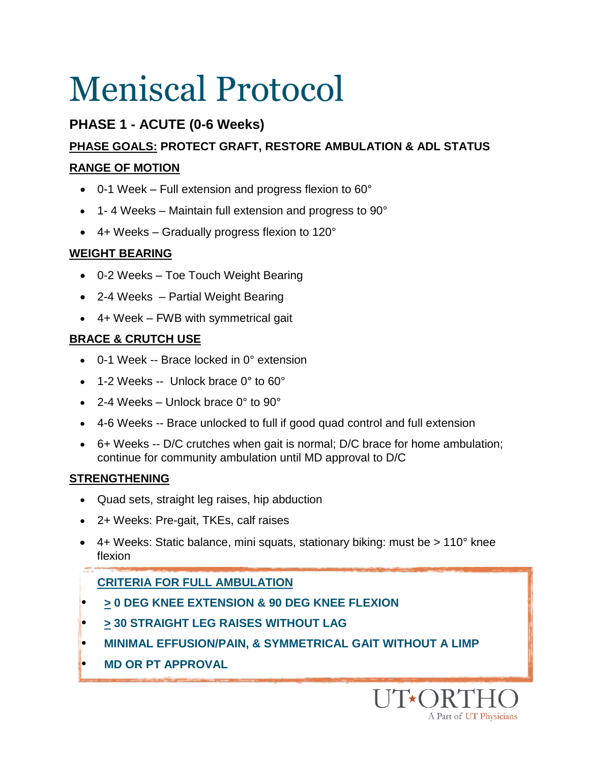# Meniscal Protocol

## PHASE 1 - ACUTE (0-6 Weeks)

**PHASE GOALS: PROTECT GRAFT, RESTORE AMBULATION & ADL STATUS**

**RANGE OF MOTION**

- 0-1 Week – Full extension and progress flexion to 60°
- 1- 4 Weeks – Maintain full extension and progress to 90°
- 4+ Weeks – Gradually progress flexion to 120°

**WEIGHT BEARING**

- 0-2 Weeks – Toe Touch Weight Bearing
- 2-4 Weeks – Partial Weight Bearing
- 4+ Week – FWB with symmetrical gait

**BRACE & CRUTCH USE**

- 0-1 Week -- Brace locked in 0° extension
- 1-2 Weeks -- Unlock brace 0° to 60°
- 2-4 Weeks – Unlock brace 0° to 90°
- 4-6 Weeks -- Brace unlocked to full if good quad control and full extension
- 6+ Weeks -- D/C crutches when gait is normal; D/C brace for home ambulation; continue for community ambulation until MD approval to D/C

**STRENGTHENING**

- Quad sets, straight leg raises, hip abduction
- 2+ Weeks: Pre-gait, TKEs, calf raises
- 4+ Weeks: Static balance, mini squats, stationary biking: must be > 110° knee flexion

**CRITERIA FOR FULL AMBULATION**

- **≥ 0 DEG KNEE EXTENSION & 90 DEG KNEE FLEXION**
- **≥ 30 STRAIGHT LEG RAISES WITHOUT LAG**
- **MINIMAL EFFUSION/PAIN, & SYMMETRICAL GAIT WITHOUT A LIMP**
- **MD OR PT APPROVAL**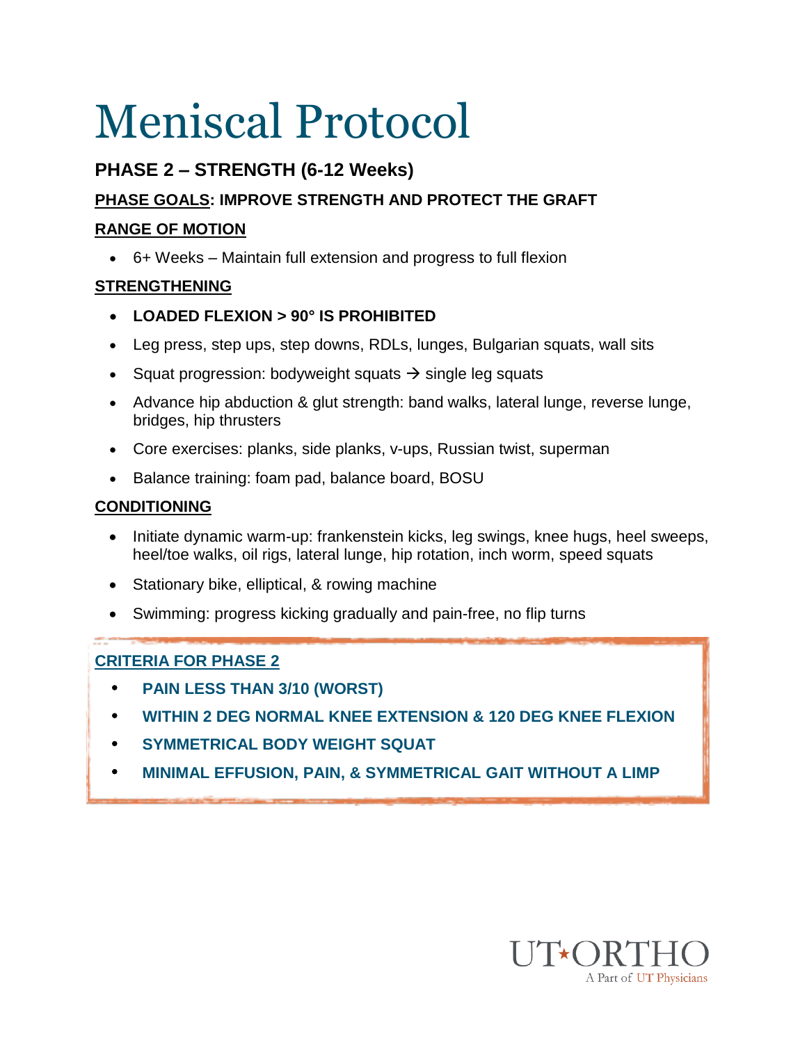# Meniscal Protocol

## PHASE 2 – STRENGTH (6-12 Weeks)

**PHASE GOALS: IMPROVE STRENGTH AND PROTECT THE GRAFT**

**RANGE OF MOTION**

- 6+ Weeks – Maintain full extension and progress to full flexion

**STRENGTHENING**

- **LOADED FLEXION > 90° IS PROHIBITED**
- Leg press, step ups, step downs, RDLs, lunges, Bulgarian squats, wall sits
- Squat progression: bodyweight squats → single leg squats
- Advance hip abduction & glut strength: band walks, lateral lunge, reverse lunge, bridges, hip thrusters
- Core exercises: planks, side planks, v-ups, Russian twist, superman
- Balance training: foam pad, balance board, BOSU

**CONDITIONING**

- Initiate dynamic warm-up: frankenstein kicks, leg swings, knee hugs, heel sweeps, heel/toe walks, oil rigs, lateral lunge, hip rotation, inch worm, speed squats
- Stationary bike, elliptical, & rowing machine
- Swimming: progress kicking gradually and pain-free, no flip turns

**CRITERIA FOR PHASE 2**

- **PAIN LESS THAN 3/10 (WORST)**
- **WITHIN 2 DEG NORMAL KNEE EXTENSION & 120 DEG KNEE FLEXION**
- **SYMMETRICAL BODY WEIGHT SQUAT**
- **MINIMAL EFFUSION, PAIN, & SYMMETRICAL GAIT WITHOUT A LIMP**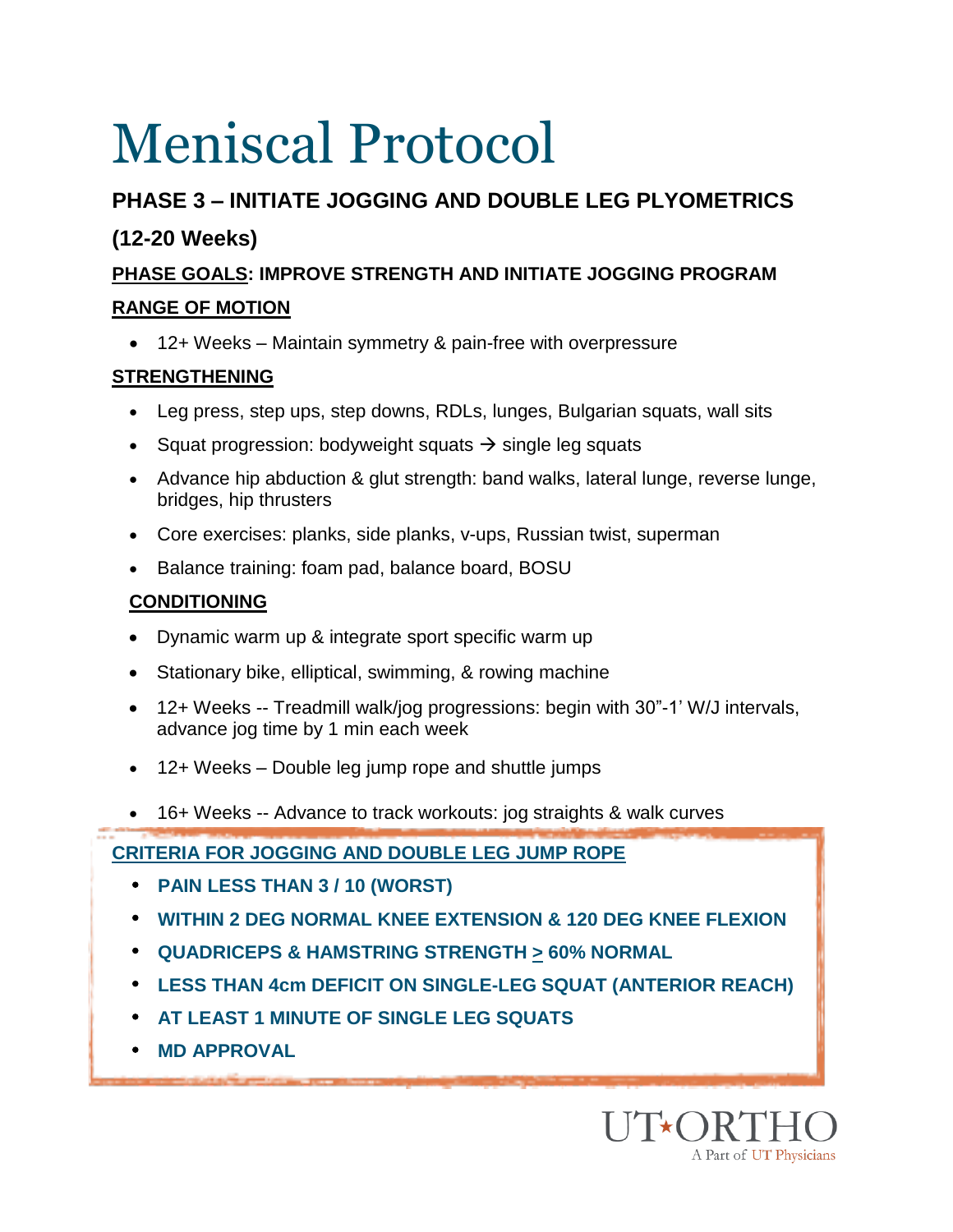# Meniscal Protocol

## PHASE 3 – INITIATE JOGGING AND DOUBLE LEG PLYOMETRICS

## (12-20 Weeks)

**PHASE GOALS: IMPROVE STRENGTH AND INITIATE JOGGING PROGRAM**

**RANGE OF MOTION**

- 12+ Weeks – Maintain symmetry & pain-free with overpressure

**STRENGTHENING**

- Leg press, step ups, step downs, RDLs, lunges, Bulgarian squats, wall sits
- Squat progression: bodyweight squats → single leg squats
- Advance hip abduction & glut strength: band walks, lateral lunge, reverse lunge, bridges, hip thrusters
- Core exercises: planks, side planks, v-ups, Russian twist, superman
- Balance training: foam pad, balance board, BOSU

**CONDITIONING**

- Dynamic warm up & integrate sport specific warm up
- Stationary bike, elliptical, swimming, & rowing machine
- 12+ Weeks -- Treadmill walk/jog progressions: begin with 30"-1' W/J intervals, advance jog time by 1 min each week
- 12+ Weeks – Double leg jump rope and shuttle jumps
- 16+ Weeks -- Advance to track workouts: jog straights & walk curves

**CRITERIA FOR JOGGING AND DOUBLE LEG JUMP ROPE**

- **PAIN LESS THAN 3 / 10 (WORST)**
- **WITHIN 2 DEG NORMAL KNEE EXTENSION & 120 DEG KNEE FLEXION**
- **QUADRICEPS & HAMSTRING STRENGTH ≥ 60% NORMAL**
- **LESS THAN 4cm DEFICIT ON SINGLE-LEG SQUAT (ANTERIOR REACH)**
- **AT LEAST 1 MINUTE OF SINGLE LEG SQUATS**
- **MD APPROVAL**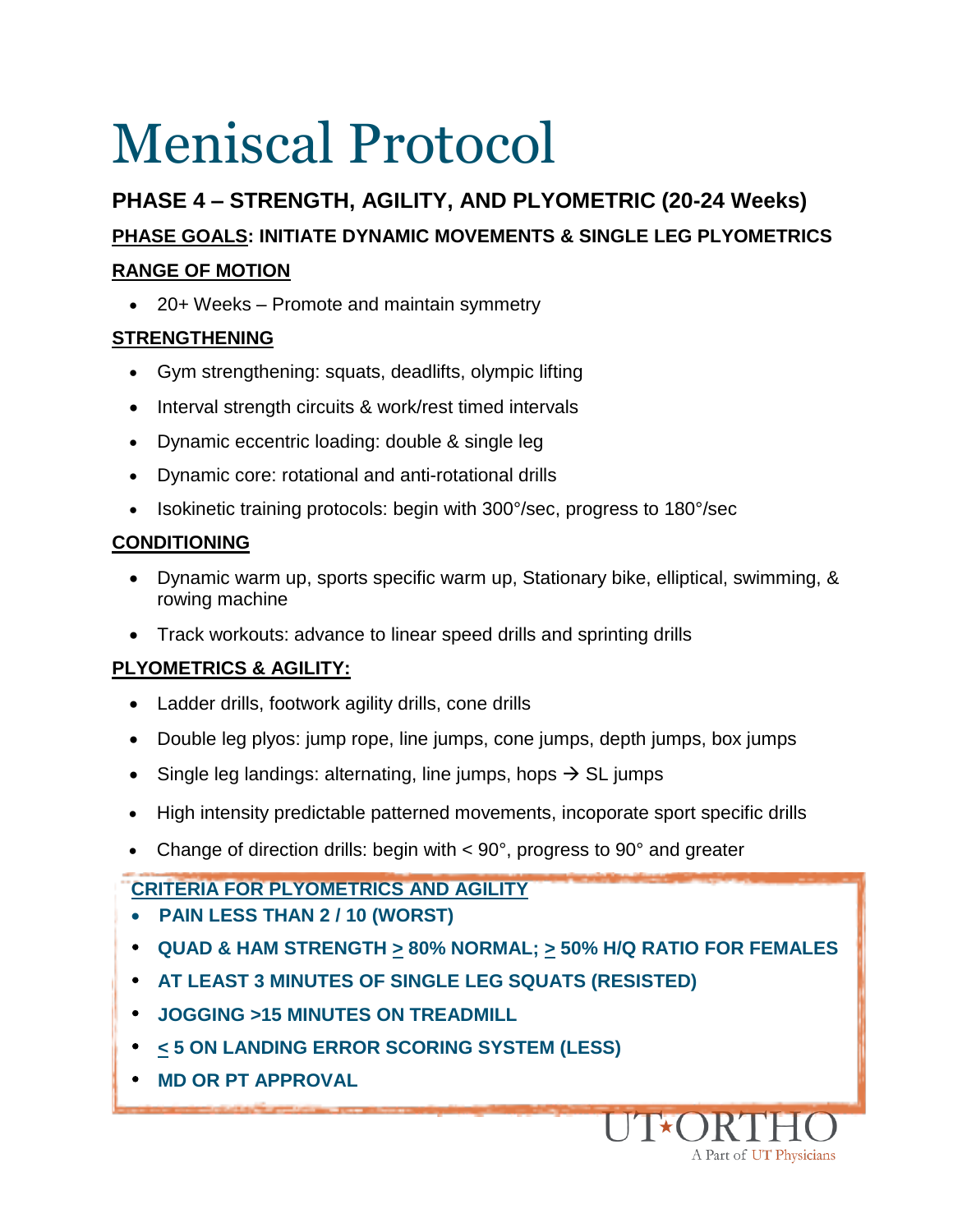# Meniscal Protocol

## PHASE 4 – STRENGTH, AGILITY, AND PLYOMETRIC (20-24 Weeks)

**PHASE GOALS: INITIATE DYNAMIC MOVEMENTS & SINGLE LEG PLYOMETRICS**

**RANGE OF MOTION**

- 20+ Weeks – Promote and maintain symmetry

**STRENGTHENING**

- Gym strengthening: squats, deadlifts, olympic lifting
- Interval strength circuits & work/rest timed intervals
- Dynamic eccentric loading: double & single leg
- Dynamic core: rotational and anti-rotational drills
- Isokinetic training protocols: begin with 300°/sec, progress to 180°/sec

**CONDITIONING**

- Dynamic warm up, sports specific warm up, Stationary bike, elliptical, swimming, & rowing machine
- Track workouts: advance to linear speed drills and sprinting drills

**PLYOMETRICS & AGILITY:**

- Ladder drills, footwork agility drills, cone drills
- Double leg plyos: jump rope, line jumps, cone jumps, depth jumps, box jumps
- Single leg landings: alternating, line jumps, hops → SL jumps
- High intensity predictable patterned movements, incoporate sport specific drills
- Change of direction drills: begin with < 90°, progress to 90° and greater

**CRITERIA FOR PLYOMETRICS AND AGILITY**

- **PAIN LESS THAN 2 / 10 (WORST)**
- **QUAD & HAM STRENGTH ≥ 80% NORMAL; ≥ 50% H/Q RATIO FOR FEMALES**
- **AT LEAST 3 MINUTES OF SINGLE LEG SQUATS (RESISTED)**
- **JOGGING >15 MINUTES ON TREADMILL**
- **≤ 5 ON LANDING ERROR SCORING SYSTEM (LESS)**
- **MD OR PT APPROVAL**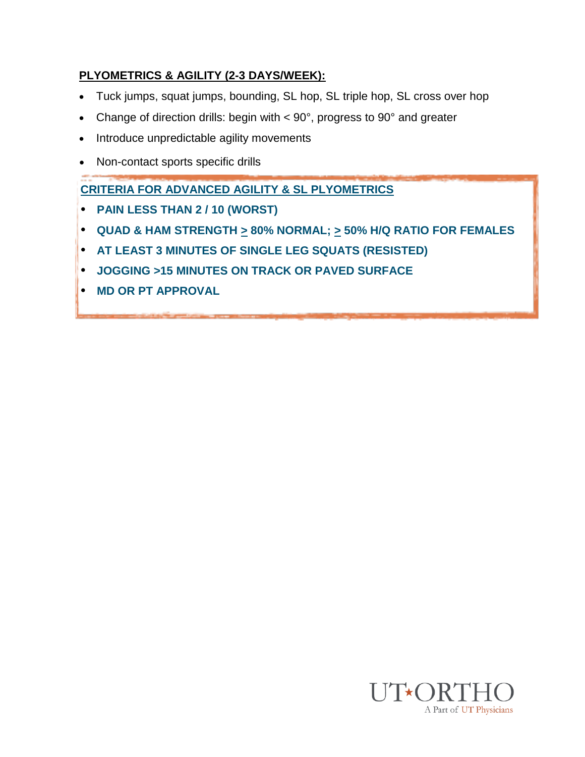**PLYOMETRICS & AGILITY (2-3 DAYS/WEEK):**

- Tuck jumps, squat jumps, bounding, SL hop, SL triple hop, SL cross over hop
- Change of direction drills: begin with < 90°, progress to 90° and greater
- Introduce unpredictable agility movements
- Non-contact sports specific drills

**CRITERIA FOR ADVANCED AGILITY & SL PLYOMETRICS**

- **PAIN LESS THAN 2 / 10 (WORST)**
- **QUAD & HAM STRENGTH ≥ 80% NORMAL; ≥ 50% H/Q RATIO FOR FEMALES**
- **AT LEAST 3 MINUTES OF SINGLE LEG SQUATS (RESISTED)**
- **JOGGING >15 MINUTES ON TRACK OR PAVED SURFACE**
- **MD OR PT APPROVAL**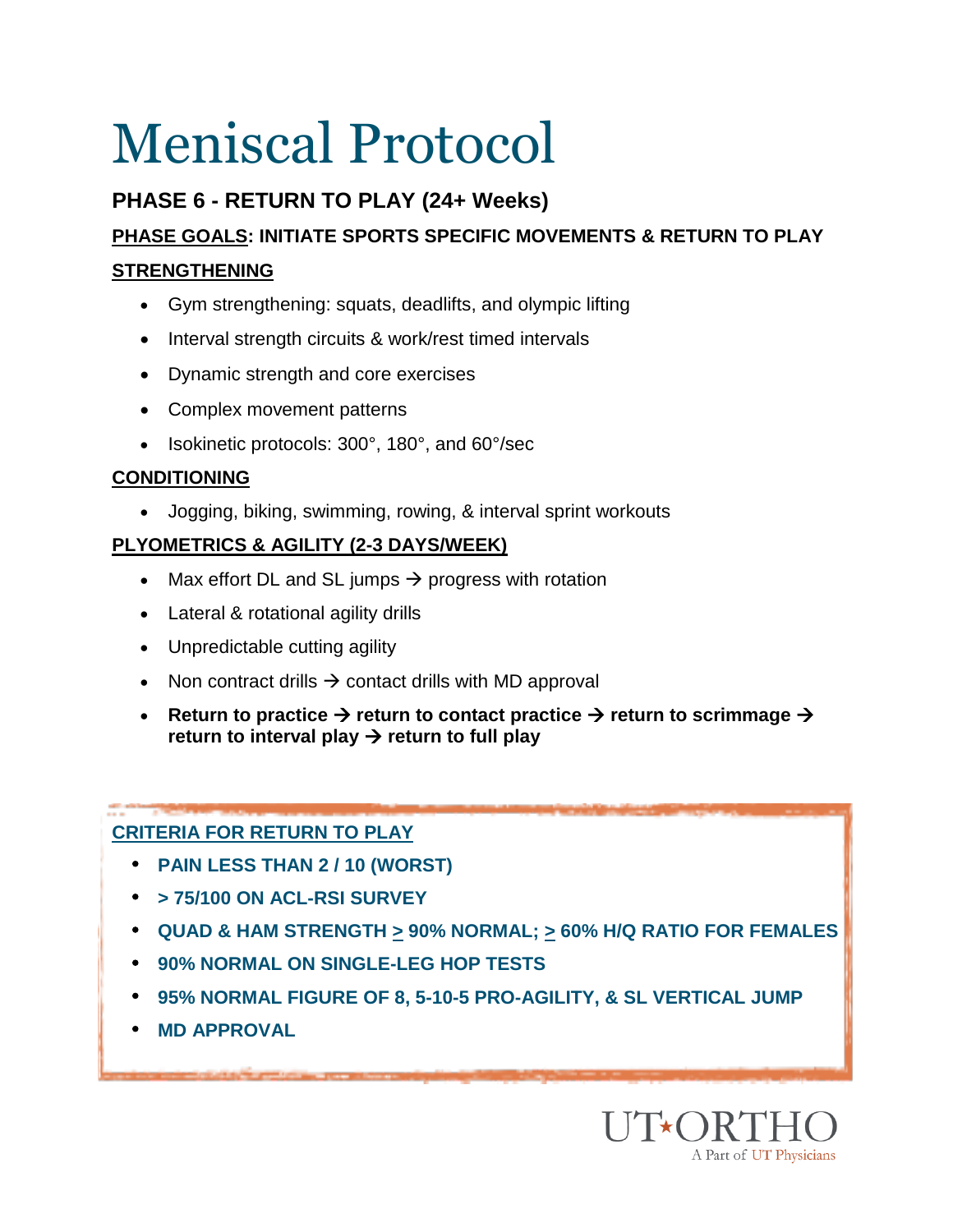# Meniscal Protocol

## PHASE 6 - RETURN TO PLAY (24+ Weeks)

**PHASE GOALS: INITIATE SPORTS SPECIFIC MOVEMENTS & RETURN TO PLAY**

**STRENGTHENING**

- Gym strengthening: squats, deadlifts, and olympic lifting
- Interval strength circuits & work/rest timed intervals
- Dynamic strength and core exercises
- Complex movement patterns
- Isokinetic protocols: 300°, 180°, and 60°/sec

**CONDITIONING**

- Jogging, biking, swimming, rowing, & interval sprint workouts

**PLYOMETRICS & AGILITY (2-3 DAYS/WEEK)**

- Max effort DL and SL jumps → progress with rotation
- Lateral & rotational agility drills
- Unpredictable cutting agility
- Non contract drills → contact drills with MD approval
- **Return to practice → return to contact practice → return to scrimmage → return to interval play → return to full play**

**CRITERIA FOR RETURN TO PLAY**

- **PAIN LESS THAN 2 / 10 (WORST)**
- **> 75/100 ON ACL-RSI SURVEY**
- **QUAD & HAM STRENGTH ≥ 90% NORMAL; ≥ 60% H/Q RATIO FOR FEMALES**
- **90% NORMAL ON SINGLE-LEG HOP TESTS**
- **95% NORMAL FIGURE OF 8, 5-10-5 PRO-AGILITY, & SL VERTICAL JUMP**
- **MD APPROVAL**

UT★ORTHO
A Part of UT Physicians